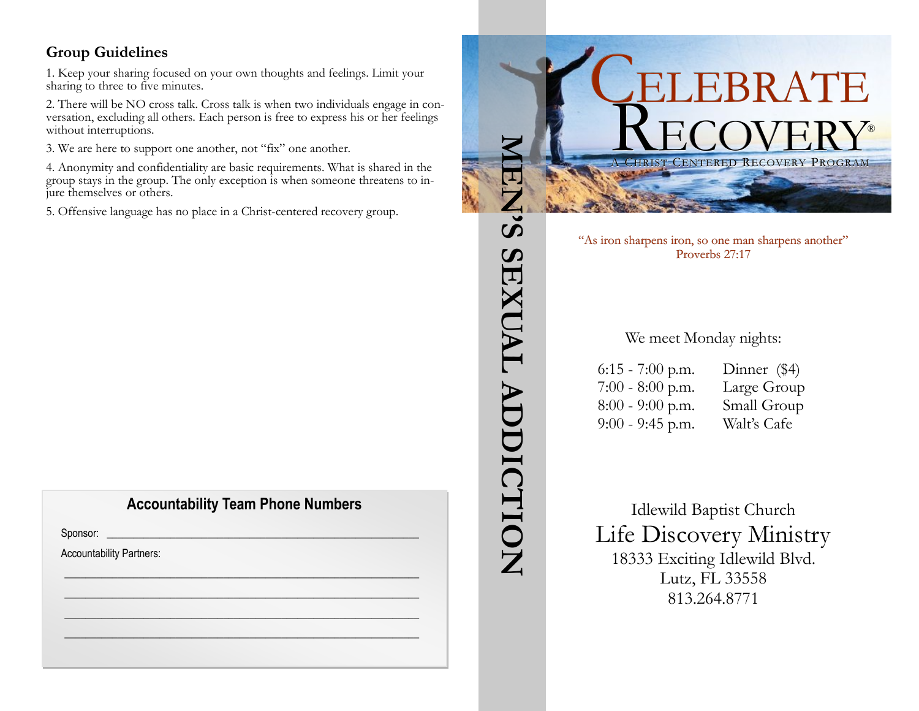## Group Guidelines

1. Keep your sharing focused on your own thoughts and feelings. Limit your sharing to three to five minutes.

2. There will be NO cross talk. Cross talk is when two individuals engage in conversation, excluding all others. Each person is free to express his or her feelings without interruptions.

3. We are here to support one another, not "fix" one another.

4. Anonymity and confidentiality are basic requirements. What is shared in the group stays in the group. The only exception is when someone threatens to injure themselves or others.

5. Offensive language has no place in a Christ-centered recovery group.

### Accountability Team Phone Numbers

Sponsor: ______________________________________________

Accountability Partners:

______________________________________________

______________________________________________

______________________________________________

______________________________________________

MEN'S SEXUAL ADDICTION

# CELEBRATE RECOVERY®

A CHRIST-CENTERED RECOVERY PROGRAM

"As iron sharpens iron, so one man sharpens another"
Proverbs 27:17

We meet Monday nights:

| | |
|---|---|
| 6:15 - 7:00 p.m. | Dinner ($4) |
| 7:00 - 8:00 p.m. | Large Group |
| 8:00 - 9:00 p.m. | Small Group |
| 9:00 - 9:45 p.m. | Walt's Cafe |

Idlewild Baptist Church
Life Discovery Ministry
18333 Exciting Idlewild Blvd.
Lutz, FL 33558
813.264.8771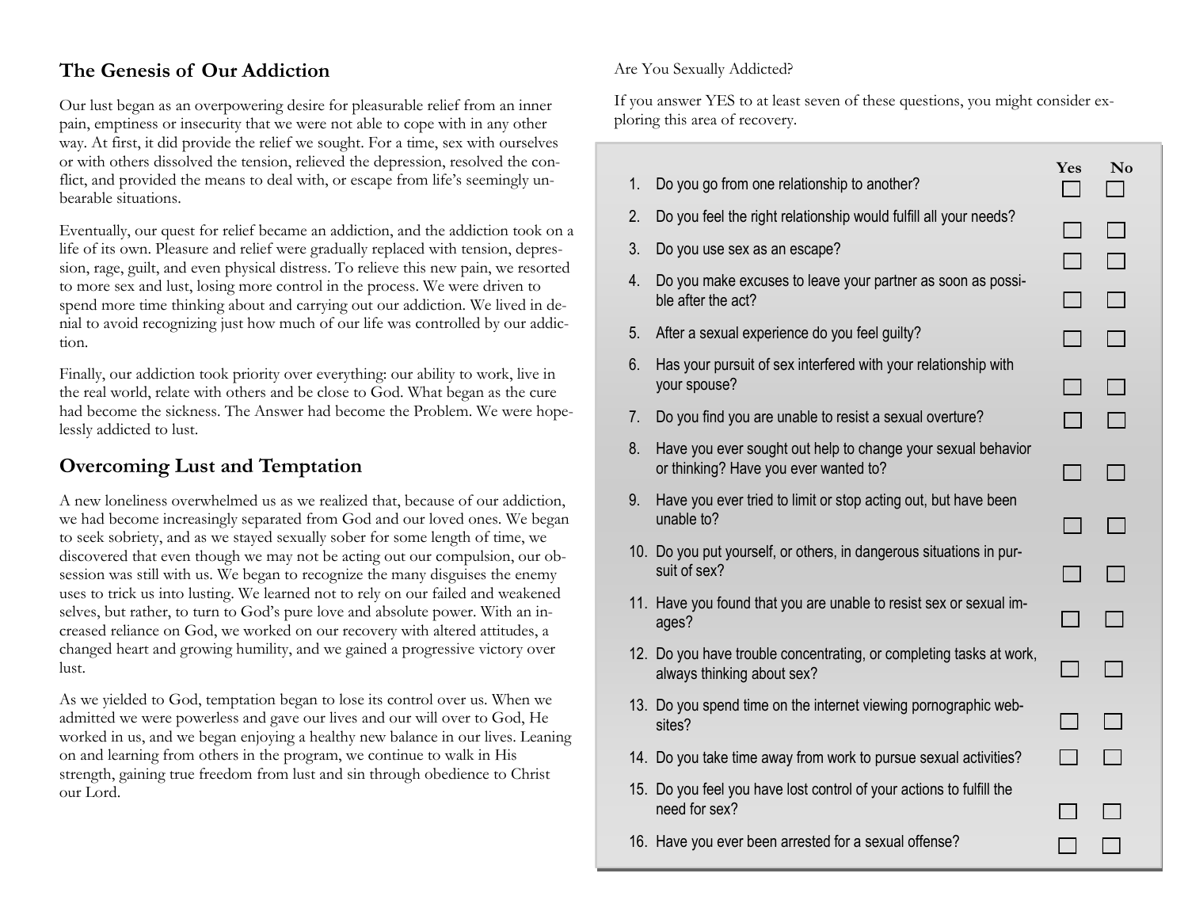## The Genesis of Our Addiction

Our lust began as an overpowering desire for pleasurable relief from an inner pain, emptiness or insecurity that we were not able to cope with in any other way. At first, it did provide the relief we sought. For a time, sex with ourselves or with others dissolved the tension, relieved the depression, resolved the conflict, and provided the means to deal with, or escape from life's seemingly unbearable situations.

Eventually, our quest for relief became an addiction, and the addiction took on a life of its own. Pleasure and relief were gradually replaced with tension, depression, rage, guilt, and even physical distress. To relieve this new pain, we resorted to more sex and lust, losing more control in the process. We were driven to spend more time thinking about and carrying out our addiction. We lived in denial to avoid recognizing just how much of our life was controlled by our addiction.

Finally, our addiction took priority over everything: our ability to work, live in the real world, relate with others and be close to God. What began as the cure had become the sickness. The Answer had become the Problem. We were hopelessly addicted to lust.

## Overcoming Lust and Temptation

A new loneliness overwhelmed us as we realized that, because of our addiction, we had become increasingly separated from God and our loved ones. We began to seek sobriety, and as we stayed sexually sober for some length of time, we discovered that even though we may not be acting out our compulsion, our obsession was still with us. We began to recognize the many disguises the enemy uses to trick us into lusting. We learned not to rely on our failed and weakened selves, but rather, to turn to God's pure love and absolute power. With an increased reliance on God, we worked on our recovery with altered attitudes, a changed heart and growing humility, and we gained a progressive victory over lust.

As we yielded to God, temptation began to lose its control over us. When we admitted we were powerless and gave our lives and our will over to God, He worked in us, and we began enjoying a healthy new balance in our lives. Leaning on and learning from others in the program, we continue to walk in His strength, gaining true freedom from lust and sin through obedience to Christ our Lord.

Are You Sexually Addicted?

If you answer YES to at least seven of these questions, you might consider exploring this area of recovery.

| | Yes | No |
|---|---|---|
| 1. Do you go from one relationship to another? | ☐ | ☐ |
| 2. Do you feel the right relationship would fulfill all your needs? | ☐ | ☐ |
| 3. Do you use sex as an escape? | ☐ | ☐ |
| 4. Do you make excuses to leave your partner as soon as possible after the act? | ☐ | ☐ |
| 5. After a sexual experience do you feel guilty? | ☐ | ☐ |
| 6. Has your pursuit of sex interfered with your relationship with your spouse? | ☐ | ☐ |
| 7. Do you find you are unable to resist a sexual overture? | ☐ | ☐ |
| 8. Have you ever sought out help to change your sexual behavior or thinking? Have you ever wanted to? | ☐ | ☐ |
| 9. Have you ever tried to limit or stop acting out, but have been unable to? | ☐ | ☐ |
| 10. Do you put yourself, or others, in dangerous situations in pursuit of sex? | ☐ | ☐ |
| 11. Have you found that you are unable to resist sex or sexual images? | ☐ | ☐ |
| 12. Do you have trouble concentrating, or completing tasks at work, always thinking about sex? | ☐ | ☐ |
| 13. Do you spend time on the internet viewing pornographic websites? | ☐ | ☐ |
| 14. Do you take time away from work to pursue sexual activities? | ☐ | ☐ |
| 15. Do you feel you have lost control of your actions to fulfill the need for sex? | ☐ | ☐ |
| 16. Have you ever been arrested for a sexual offense? | ☐ | ☐ |